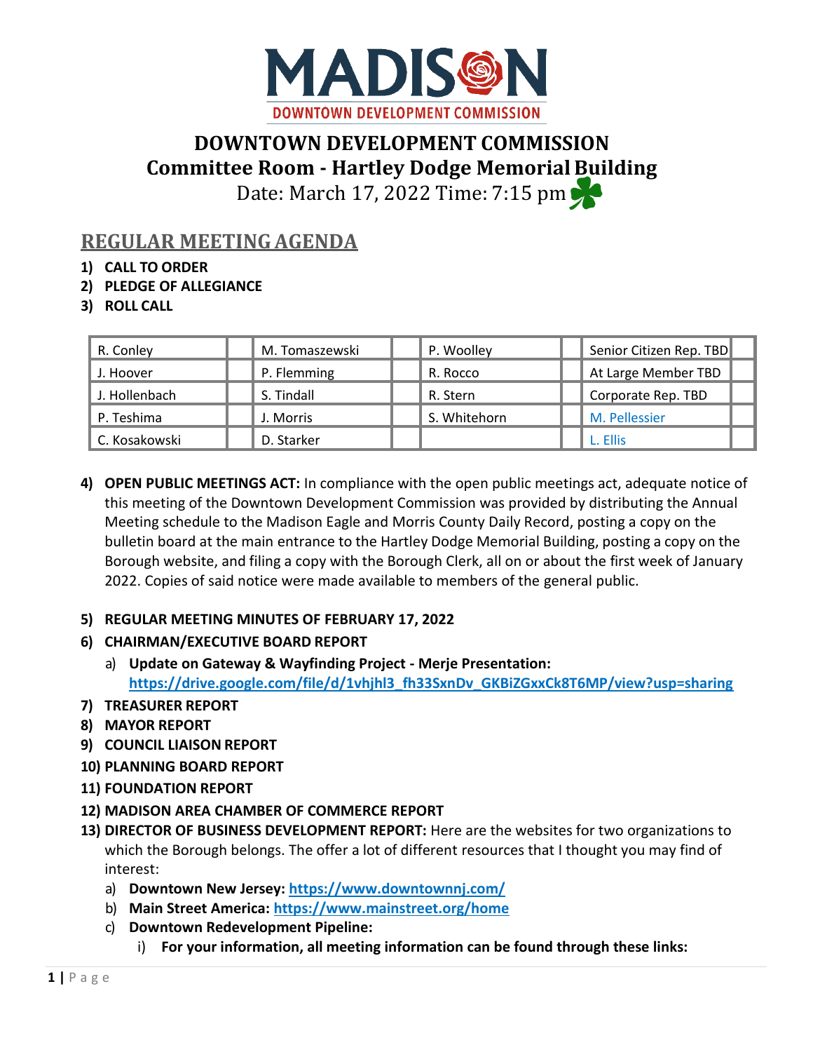MADISON
DOWNTOWN DEVELOPMENT COMMISSION

# DOWNTOWN DEVELOPMENT COMMISSION
## Committee Room - Hartley Dodge Memorial Building
Date: March 17, 2022 Time: 7:15 pm

## REGULAR MEETING AGENDA

1) **CALL TO ORDER**
2) **PLEDGE OF ALLEGIANCE**
3) **ROLL CALL**

| R. Conley | | M. Tomaszewski | | P. Woolley | | Senior Citizen Rep. TBD | |
|---|---|---|---|---|---|---|---|
| J. Hoover | | P. Flemming | | R. Rocco | | At Large Member TBD | |
| J. Hollenbach | | S. Tindall | | R. Stern | | Corporate Rep. TBD | |
| P. Teshima | | J. Morris | | S. Whitehorn | | M. Pellessier | |
| C. Kosakowski | | D. Starker | | | | L. Ellis | |

4) **OPEN PUBLIC MEETINGS ACT:** In compliance with the open public meetings act, adequate notice of this meeting of the Downtown Development Commission was provided by distributing the Annual Meeting schedule to the Madison Eagle and Morris County Daily Record, posting a copy on the bulletin board at the main entrance to the Hartley Dodge Memorial Building, posting a copy on the Borough website, and filing a copy with the Borough Clerk, all on or about the first week of January 2022. Copies of said notice were made available to members of the general public.

5) **REGULAR MEETING MINUTES OF FEBRUARY 17, 2022**
6) **CHAIRMAN/EXECUTIVE BOARD REPORT**
   a) **Update on Gateway & Wayfinding Project - Merje Presentation: https://drive.google.com/file/d/1vhjhl3_fh33SxnDv_GKBiZGxxCk8T6MP/view?usp=sharing**
7) **TREASURER REPORT**
8) **MAYOR REPORT**
9) **COUNCIL LIAISON REPORT**
10) **PLANNING BOARD REPORT**
11) **FOUNDATION REPORT**
12) **MADISON AREA CHAMBER OF COMMERCE REPORT**
13) **DIRECTOR OF BUSINESS DEVELOPMENT REPORT:** Here are the websites for two organizations to which the Borough belongs. The offer a lot of different resources that I thought you may find of interest:
   a) **Downtown New Jersey: https://www.downtownnj.com/**
   b) **Main Street America: https://www.mainstreet.org/home**
   c) **Downtown Redevelopment Pipeline:**
      i) **For your information, all meeting information can be found through these links:**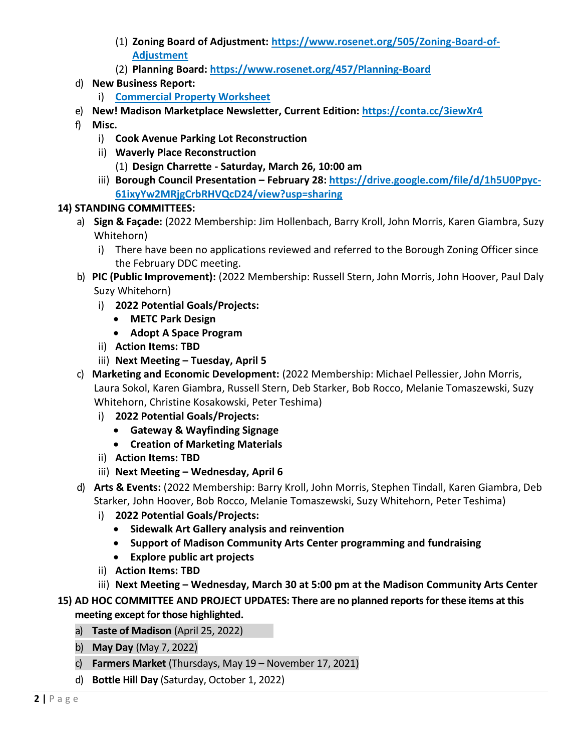(1) **Zoning Board of Adjustment:** **https://www.rosenet.org/505/Zoning-Board-of-Adjustment**
        (2) **Planning Board:** **https://www.rosenet.org/457/Planning-Board**

   d) **New Business Report:**
      i) **Commercial Property Worksheet**
   e) **New! Madison Marketplace Newsletter, Current Edition:** **https://conta.cc/3iewXr4**
   f) **Misc.**
      i) **Cook Avenue Parking Lot Reconstruction**
      ii) **Waverly Place Reconstruction**
         (1) **Design Charrette - Saturday, March 26, 10:00 am**
      iii) **Borough Council Presentation – February 28:** **https://drive.google.com/file/d/1h5U0Ppyc-61ixyYw2MRjgCrbRHVQcD24/view?usp=sharing**

**14) STANDING COMMITTEES:**

   a) **Sign & Façade:** (2022 Membership: Jim Hollenbach, Barry Kroll, John Morris, Karen Giambra, Suzy Whitehorn)
      i) There have been no applications reviewed and referred to the Borough Zoning Officer since the February DDC meeting.
   b) **PIC (Public Improvement):** (2022 Membership: Russell Stern, John Morris, John Hoover, Paul Daly Suzy Whitehorn)
      i) **2022 Potential Goals/Projects:**
         - **METC Park Design**
         - **Adopt A Space Program**
      ii) **Action Items: TBD**
      iii) **Next Meeting – Tuesday, April 5**
   c) **Marketing and Economic Development:** (2022 Membership: Michael Pellessier, John Morris, Laura Sokol, Karen Giambra, Russell Stern, Deb Starker, Bob Rocco, Melanie Tomaszewski, Suzy Whitehorn, Christine Kosakowski, Peter Teshima)
      i) **2022 Potential Goals/Projects:**
         - **Gateway & Wayfinding Signage**
         - **Creation of Marketing Materials**
      ii) **Action Items: TBD**
      iii) **Next Meeting – Wednesday, April 6**
   d) **Arts & Events:** (2022 Membership: Barry Kroll, John Morris, Stephen Tindall, Karen Giambra, Deb Starker, John Hoover, Bob Rocco, Melanie Tomaszewski, Suzy Whitehorn, Peter Teshima)
      i) **2022 Potential Goals/Projects:**
         - **Sidewalk Art Gallery analysis and reinvention**
         - **Support of Madison Community Arts Center programming and fundraising**
         - **Explore public art projects**
      ii) **Action Items: TBD**
      iii) **Next Meeting – Wednesday, March 30 at 5:00 pm at the Madison Community Arts Center**

**15) AD HOC COMMITTEE AND PROJECT UPDATES: There are no planned reports for these items at this meeting except for those highlighted.**

   a) **Taste of Madison** (April 25, 2022)
   b) **May Day** (May 7, 2022)
   c) **Farmers Market** (Thursdays, May 19 – November 17, 2021)
   d) **Bottle Hill Day** (Saturday, October 1, 2022)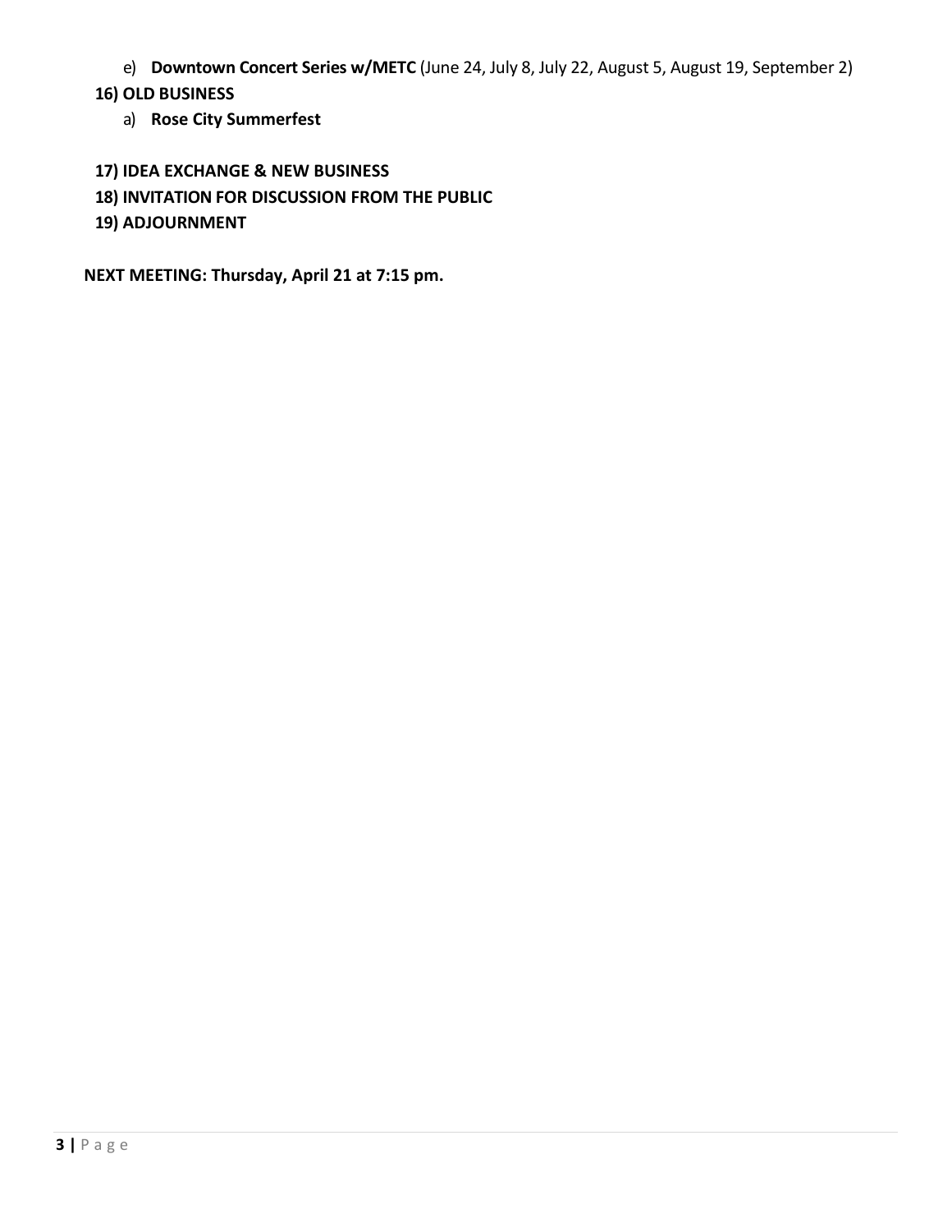e) **Downtown Concert Series w/METC** (June 24, July 8, July 22, August 5, August 19, September 2)

**16) OLD BUSINESS**

a) **Rose City Summerfest**

**17) IDEA EXCHANGE & NEW BUSINESS**

**18) INVITATION FOR DISCUSSION FROM THE PUBLIC**

**19) ADJOURNMENT**

**NEXT MEETING: Thursday, April 21 at 7:15 pm.**